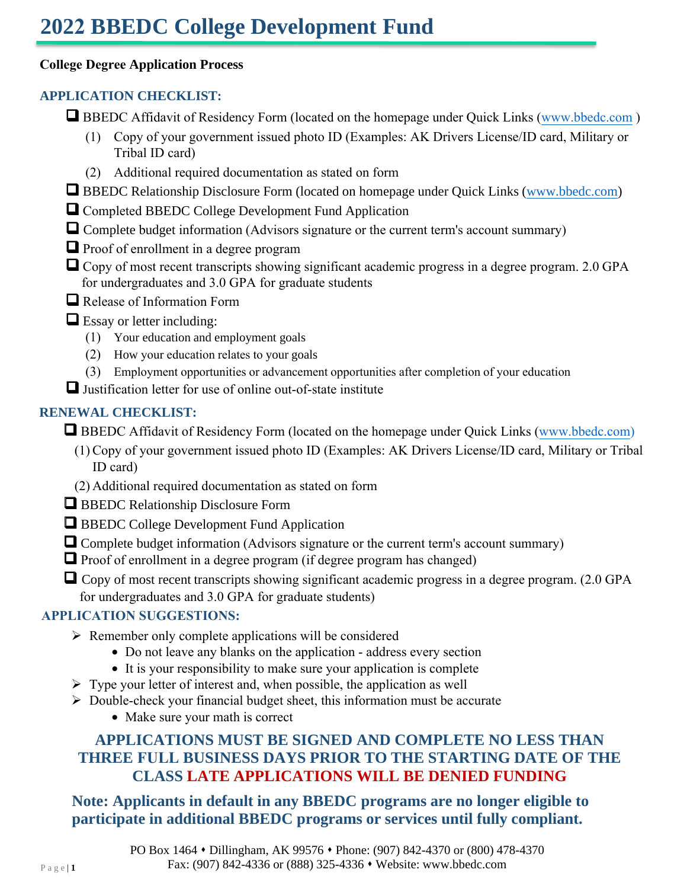# 2022 BBEDC College Development Fund

**College Degree Application Process**

## APPLICATION CHECKLIST:

- ☐ BBEDC Affidavit of Residency Form (located on the homepage under Quick Links (www.bbedc.com )
  1. Copy of your government issued photo ID (Examples: AK Drivers License/ID card, Military or Tribal ID card)
  2. Additional required documentation as stated on form
- ☐ BBEDC Relationship Disclosure Form (located on homepage under Quick Links (www.bbedc.com)
- ☐ Completed BBEDC College Development Fund Application
- ☐ Complete budget information (Advisors signature or the current term's account summary)
- ☐ Proof of enrollment in a degree program
- ☐ Copy of most recent transcripts showing significant academic progress in a degree program. 2.0 GPA for undergraduates and 3.0 GPA for graduate students
- ☐ Release of Information Form
- ☐ Essay or letter including:
  1. Your education and employment goals
  2. How your education relates to your goals
  3. Employment opportunities or advancement opportunities after completion of your education
- ☐ Justification letter for use of online out-of-state institute

## RENEWAL CHECKLIST:

- ☐ BBEDC Affidavit of Residency Form (located on the homepage under Quick Links (www.bbedc.com)
  1. Copy of your government issued photo ID (Examples: AK Drivers License/ID card, Military or Tribal ID card)
  2. Additional required documentation as stated on form
- ☐ BBEDC Relationship Disclosure Form
- ☐ BBEDC College Development Fund Application
- ☐ Complete budget information (Advisors signature or the current term's account summary)
- ☐ Proof of enrollment in a degree program (if degree program has changed)
- ☐ Copy of most recent transcripts showing significant academic progress in a degree program. (2.0 GPA for undergraduates and 3.0 GPA for graduate students)

## APPLICATION SUGGESTIONS:

- Remember only complete applications will be considered
  - Do not leave any blanks on the application - address every section
  - It is your responsibility to make sure your application is complete
- Type your letter of interest and, when possible, the application as well
- Double-check your financial budget sheet, this information must be accurate
  - Make sure your math is correct

**APPLICATIONS MUST BE SIGNED AND COMPLETE NO LESS THAN THREE FULL BUSINESS DAYS PRIOR TO THE STARTING DATE OF THE CLASS LATE APPLICATIONS WILL BE DENIED FUNDING**

**Note: Applicants in default in any BBEDC programs are no longer eligible to participate in additional BBEDC programs or services until fully compliant.**

PO Box 1464 ♦ Dillingham, AK 99576 ♦ Phone: (907) 842-4370 or (800) 478-4370
Fax: (907) 842-4336 or (888) 325-4336 ♦ Website: www.bbedc.com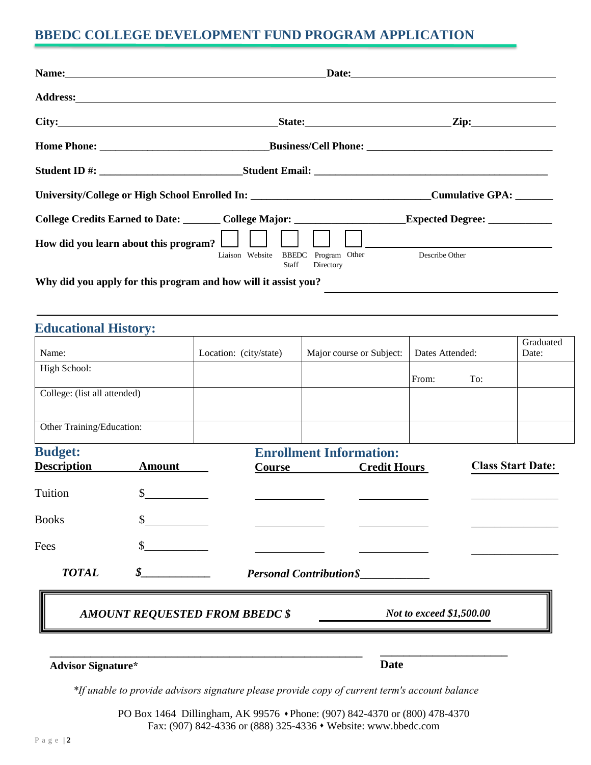## BBEDC COLLEGE DEVELOPMENT FUND PROGRAM APPLICATION

**Name:**\_\_\_\_\_\_\_\_\_\_\_\_\_\_\_\_\_\_\_\_\_\_\_\_\_\_\_\_\_\_\_\_\_\_\_\_\_\_\_\_ **Date:**\_\_\_\_\_\_\_\_\_\_\_\_\_\_\_\_\_\_\_\_\_\_\_\_\_\_\_\_\_\_

**Address:**\_\_\_\_\_\_\_\_\_\_\_\_\_\_\_\_\_\_\_\_\_\_\_\_\_\_\_\_\_\_\_\_\_\_\_\_\_\_\_\_\_\_\_\_\_\_\_\_\_\_\_\_\_\_\_\_\_\_\_\_\_\_\_\_\_\_\_\_\_\_

**City:**\_\_\_\_\_\_\_\_\_\_\_\_\_\_\_\_\_\_\_\_\_\_\_\_\_\_\_\_\_\_\_\_\_ **State:**\_\_\_\_\_\_\_\_\_\_\_\_\_\_\_\_\_\_\_\_ **Zip:**\_\_\_\_\_\_\_\_\_\_\_\_

**Home Phone:** \_\_\_\_\_\_\_\_\_\_\_\_\_\_\_\_\_\_\_\_\_\_\_\_\_\_\_\_\_\_\_\_ **Business/Cell Phone:** \_\_\_\_\_\_\_\_\_\_\_\_\_\_\_\_\_\_\_\_\_\_\_\_\_\_\_\_\_\_\_\_\_\_\_

**Student ID #:** \_\_\_\_\_\_\_\_\_\_\_\_\_\_\_\_\_\_\_\_\_\_\_\_\_\_ **Student Email:** \_\_\_\_\_\_\_\_\_\_\_\_\_\_\_\_\_\_\_\_\_\_\_\_\_\_\_\_\_\_\_\_\_\_\_\_\_\_\_\_\_\_\_

**University/College or High School Enrolled In:** \_\_\_\_\_\_\_\_\_\_\_\_\_\_\_\_\_\_\_\_\_\_\_\_\_\_\_\_\_\_\_\_\_ **Cumulative GPA:** \_\_\_\_\_\_\_

**College Credits Earned to Date:** \_\_\_\_\_\_\_ **College Major:** \_\_\_\_\_\_\_\_\_\_\_\_\_\_\_\_\_\_\_\_ **Expected Degree:** \_\_\_\_\_\_\_\_\_\_\_\_

**How did you learn about this program?** ☐ Liaison ☐ Website ☐ BBEDC Staff ☐ Program Directory ☐ Other \_\_\_\_\_\_\_\_\_\_\_\_\_\_\_\_\_\_\_\_\_\_\_\_ Describe Other

**Why did you apply for this program and how will it assist you?** \_\_\_\_\_\_\_\_\_\_\_\_\_\_\_\_\_\_\_\_\_\_\_\_\_\_\_\_\_\_\_\_\_\_\_\_\_\_\_\_

\_\_\_\_\_\_\_\_\_\_\_\_\_\_\_\_\_\_\_\_\_\_\_\_\_\_\_\_\_\_\_\_\_\_\_\_\_\_\_\_\_\_\_\_\_\_\_\_\_\_\_\_\_\_\_\_\_\_\_\_\_\_\_\_\_\_\_\_\_\_\_\_\_\_\_\_\_\_\_\_

## Educational History:

| Name: | Location: (city/state) | Major course or Subject: | Dates Attended: | Graduated Date: |
|---|---|---|---|---|
| High School: | | | From: To: | |
| College: (list all attended) | | | | |
| Other Training/Education: | | | | |

## Budget:

| Description | Amount |
|---|---|
| Tuition | $\_\_\_\_\_\_\_\_\_\_\_ |
| Books | $\_\_\_\_\_\_\_\_\_\_\_ |
| Fees | $\_\_\_\_\_\_\_\_\_\_\_ |
| ***TOTAL*** | ***$\_\_\_\_\_\_\_\_\_\_\_*** |

## Enrollment Information:

| Course | Credit Hours | Class Start Date: |
|---|---|---|
| | | |
| | | |
| | | |

***Personal Contribution$***\_\_\_\_\_\_\_\_\_\_\_\_

***AMOUNT REQUESTED FROM BBEDC $*** \_\_\_\_\_\_\_\_\_\_\_\_ ***Not to exceed $1,500.00***

\_\_\_\_\_\_\_\_\_\_\_\_\_\_\_\_\_\_\_\_\_\_\_\_\_\_\_\_\_\_\_\_\_\_\_\_\_\_\_\_\_\_\_\_\_\_\_\_ \_\_\_\_\_\_\_\_\_\_\_\_\_\_\_\_\_\_\_\_\_\_\_\_

**Advisor Signature*** **Date**

*\*If unable to provide advisors signature please provide copy of current term's account balance*

PO Box 1464 Dillingham, AK 99576 ⬩Phone: (907) 842-4370 or (800) 478-4370
Fax: (907) 842-4336 or (888) 325-4336 ⬩ Website: www.bbedc.com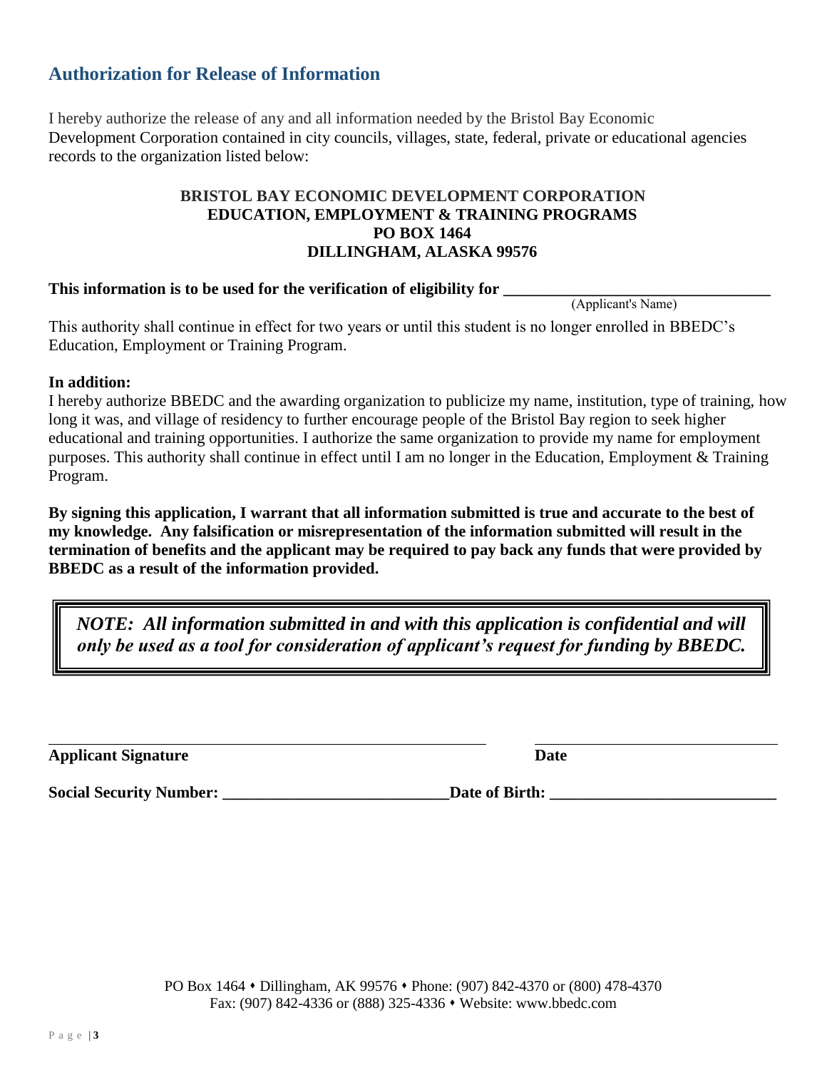## Authorization for Release of Information

I hereby authorize the release of any and all information needed by the Bristol Bay Economic Development Corporation contained in city councils, villages, state, federal, private or educational agencies records to the organization listed below:

**BRISTOL BAY ECONOMIC DEVELOPMENT CORPORATION**
**EDUCATION, EMPLOYMENT & TRAINING PROGRAMS**
**PO BOX 1464**
**DILLINGHAM, ALASKA 99576**

**This information is to be used for the verification of eligibility for ________________________________**
(Applicant's Name)

This authority shall continue in effect for two years or until this student is no longer enrolled in BBEDC's Education, Employment or Training Program.

**In addition:**
I hereby authorize BBEDC and the awarding organization to publicize my name, institution, type of training, how long it was, and village of residency to further encourage people of the Bristol Bay region to seek higher educational and training opportunities. I authorize the same organization to provide my name for employment purposes. This authority shall continue in effect until I am no longer in the Education, Employment & Training Program.

**By signing this application, I warrant that all information submitted is true and accurate to the best of my knowledge. Any falsification or misrepresentation of the information submitted will result in the termination of benefits and the applicant may be required to pay back any funds that were provided by BBEDC as a result of the information provided.**

> ***NOTE: All information submitted in and with this application is confidential and will only be used as a tool for consideration of applicant's request for funding by BBEDC.***

_______________________________________________ ______________________________

**Applicant Signature** **Date**

**Social Security Number: ___________________________Date of Birth: ___________________________**

PO Box 1464 • Dillingham, AK 99576 • Phone: (907) 842-4370 or (800) 478-4370
Fax: (907) 842-4336 or (888) 325-4336 • Website: www.bbedc.com